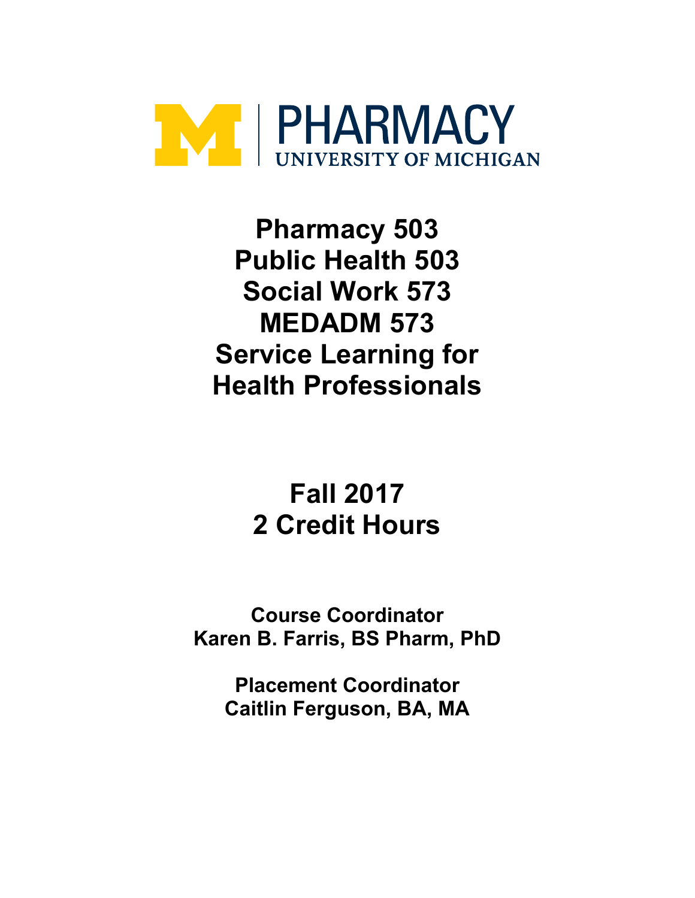PHARMACY
UNIVERSITY OF MICHIGAN

# Pharmacy 503
# Public Health 503
# Social Work 573
# MEDADM 573
# Service Learning for Health Professionals

## Fall 2017
## 2 Credit Hours

**Course Coordinator**
**Karen B. Farris, BS Pharm, PhD**

**Placement Coordinator**
**Caitlin Ferguson, BA, MA**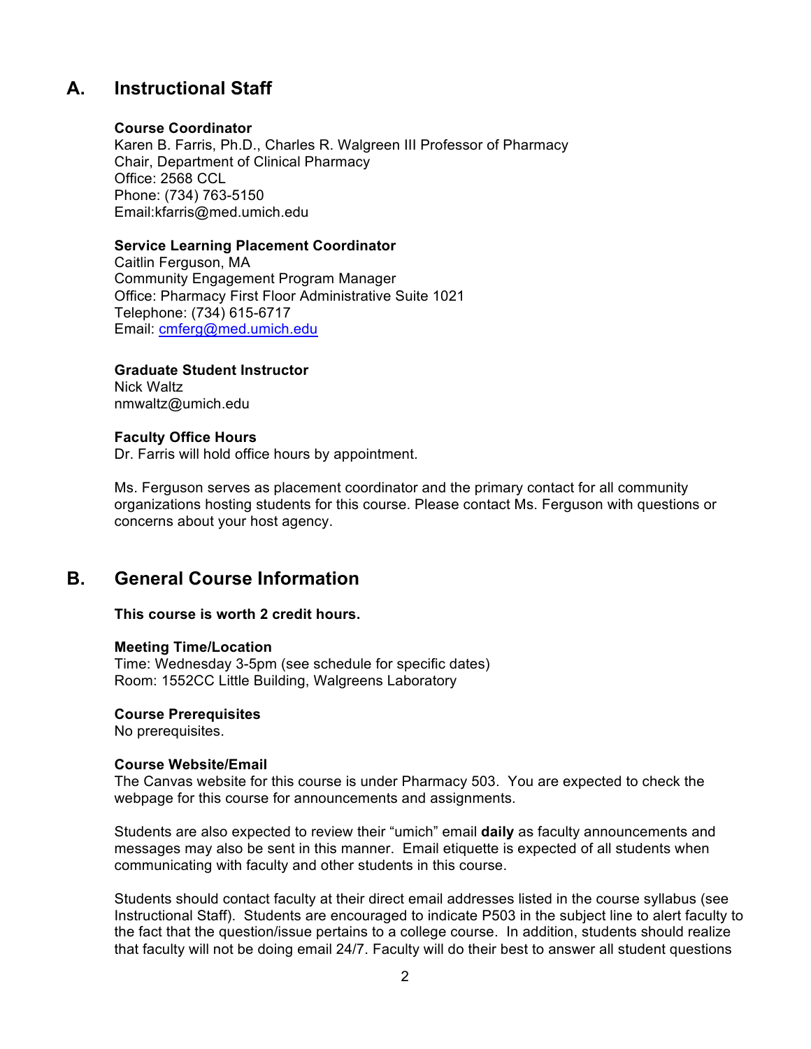## A. Instructional Staff

**Course Coordinator**
Karen B. Farris, Ph.D., Charles R. Walgreen III Professor of Pharmacy
Chair, Department of Clinical Pharmacy
Office: 2568 CCL
Phone: (734) 763-5150
Email:kfarris@med.umich.edu

**Service Learning Placement Coordinator**
Caitlin Ferguson, MA
Community Engagement Program Manager
Office: Pharmacy First Floor Administrative Suite 1021
Telephone: (734) 615-6717
Email: cmferg@med.umich.edu

**Graduate Student Instructor**
Nick Waltz
nmwaltz@umich.edu

**Faculty Office Hours**
Dr. Farris will hold office hours by appointment.

Ms. Ferguson serves as placement coordinator and the primary contact for all community organizations hosting students for this course. Please contact Ms. Ferguson with questions or concerns about your host agency.

## B. General Course Information

**This course is worth 2 credit hours.**

**Meeting Time/Location**
Time: Wednesday 3-5pm (see schedule for specific dates)
Room: 1552CC Little Building, Walgreens Laboratory

**Course Prerequisites**
No prerequisites.

**Course Website/Email**
The Canvas website for this course is under Pharmacy 503. You are expected to check the webpage for this course for announcements and assignments.

Students are also expected to review their "umich" email **daily** as faculty announcements and messages may also be sent in this manner. Email etiquette is expected of all students when communicating with faculty and other students in this course.

Students should contact faculty at their direct email addresses listed in the course syllabus (see Instructional Staff). Students are encouraged to indicate P503 in the subject line to alert faculty to the fact that the question/issue pertains to a college course. In addition, students should realize that faculty will not be doing email 24/7. Faculty will do their best to answer all student questions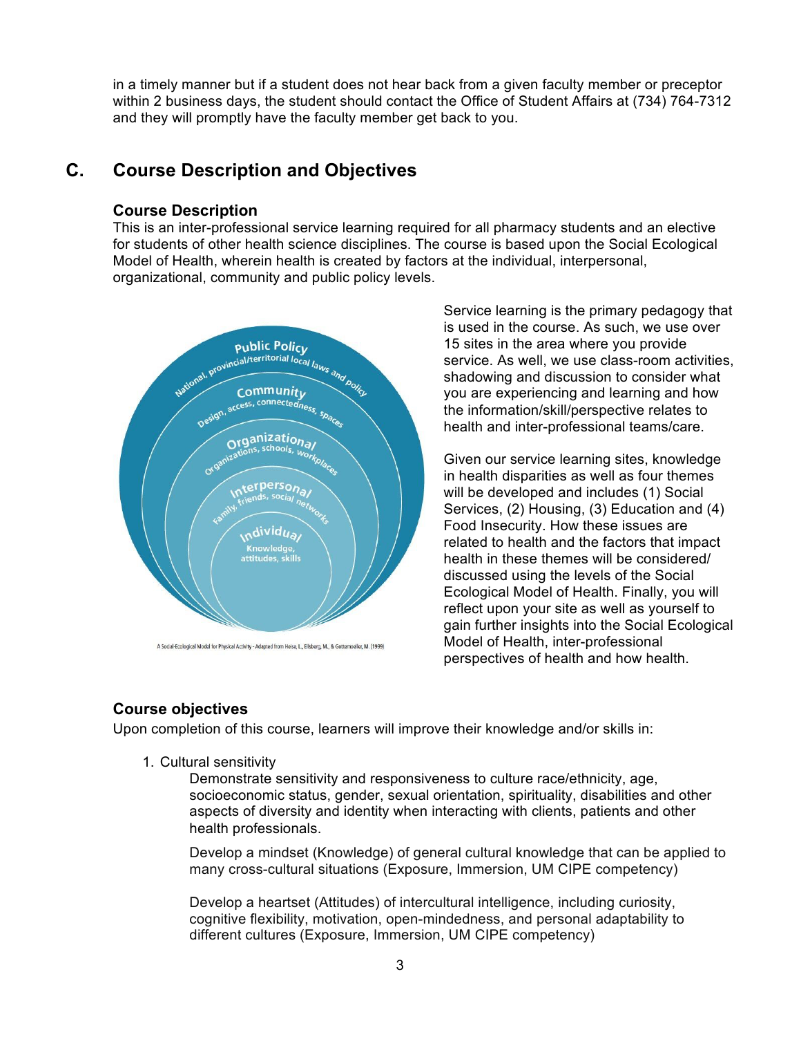in a timely manner but if a student does not hear back from a given faculty member or preceptor within 2 business days, the student should contact the Office of Student Affairs at (734) 764-7312 and they will promptly have the faculty member get back to you.

## C. Course Description and Objectives

### Course Description

This is an inter-professional service learning required for all pharmacy students and an elective for students of other health science disciplines. The course is based upon the Social Ecological Model of Health, wherein health is created by factors at the individual, interpersonal, organizational, community and public policy levels.

A Social-Ecological Model for Physical Activity - Adapted from Heise, L., Elsberg, M., & Gottemoeller, M. (1999)

Service learning is the primary pedagogy that is used in the course. As such, we use over 15 sites in the area where you provide service. As well, we use class-room activities, shadowing and discussion to consider what you are experiencing and learning and how the information/skill/perspective relates to health and inter-professional teams/care.

Given our service learning sites, knowledge in health disparities as well as four themes will be developed and includes (1) Social Services, (2) Housing, (3) Education and (4) Food Insecurity. How these issues are related to health and the factors that impact health in these themes will be considered/ discussed using the levels of the Social Ecological Model of Health. Finally, you will reflect upon your site as well as yourself to gain further insights into the Social Ecological Model of Health, inter-professional perspectives of health and how health.

### Course objectives

Upon completion of this course, learners will improve their knowledge and/or skills in:

1. Cultural sensitivity

   Demonstrate sensitivity and responsiveness to culture race/ethnicity, age, socioeconomic status, gender, sexual orientation, spirituality, disabilities and other aspects of diversity and identity when interacting with clients, patients and other health professionals.

   Develop a mindset (Knowledge) of general cultural knowledge that can be applied to many cross-cultural situations (Exposure, Immersion, UM CIPE competency)

   Develop a heartset (Attitudes) of intercultural intelligence, including curiosity, cognitive flexibility, motivation, open-mindedness, and personal adaptability to different cultures (Exposure, Immersion, UM CIPE competency)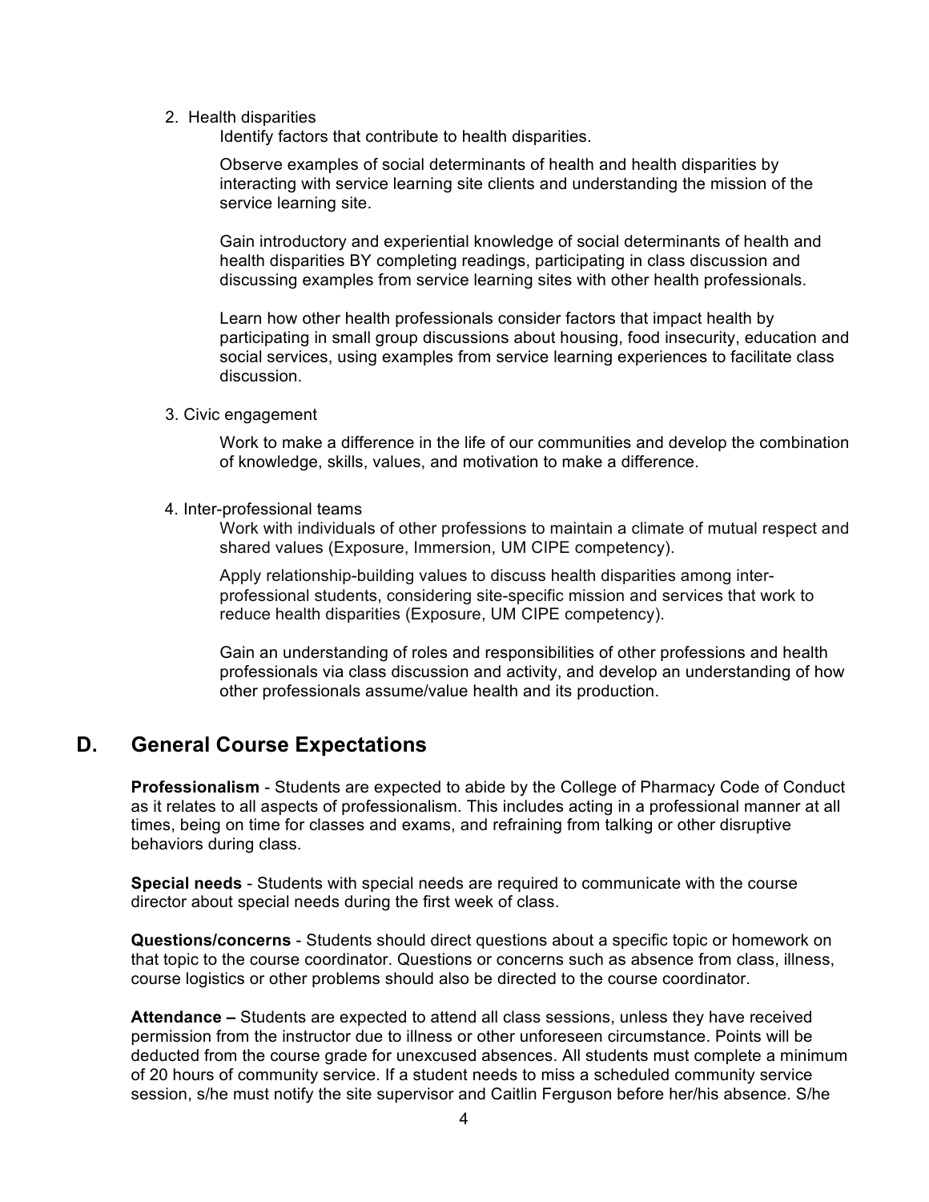2. Health disparities

   Identify factors that contribute to health disparities.

   Observe examples of social determinants of health and health disparities by interacting with service learning site clients and understanding the mission of the service learning site.

   Gain introductory and experiential knowledge of social determinants of health and health disparities BY completing readings, participating in class discussion and discussing examples from service learning sites with other health professionals.

   Learn how other health professionals consider factors that impact health by participating in small group discussions about housing, food insecurity, education and social services, using examples from service learning experiences to facilitate class discussion.

3. Civic engagement

   Work to make a difference in the life of our communities and develop the combination of knowledge, skills, values, and motivation to make a difference.

4. Inter-professional teams

   Work with individuals of other professions to maintain a climate of mutual respect and shared values (Exposure, Immersion, UM CIPE competency).

   Apply relationship-building values to discuss health disparities among inter-professional students, considering site-specific mission and services that work to reduce health disparities (Exposure, UM CIPE competency).

   Gain an understanding of roles and responsibilities of other professions and health professionals via class discussion and activity, and develop an understanding of how other professionals assume/value health and its production.

## D. General Course Expectations

**Professionalism** - Students are expected to abide by the College of Pharmacy Code of Conduct as it relates to all aspects of professionalism. This includes acting in a professional manner at all times, being on time for classes and exams, and refraining from talking or other disruptive behaviors during class.

**Special needs** - Students with special needs are required to communicate with the course director about special needs during the first week of class.

**Questions/concerns** - Students should direct questions about a specific topic or homework on that topic to the course coordinator. Questions or concerns such as absence from class, illness, course logistics or other problems should also be directed to the course coordinator.

**Attendance –** Students are expected to attend all class sessions, unless they have received permission from the instructor due to illness or other unforeseen circumstance. Points will be deducted from the course grade for unexcused absences. All students must complete a minimum of 20 hours of community service. If a student needs to miss a scheduled community service session, s/he must notify the site supervisor and Caitlin Ferguson before her/his absence. S/he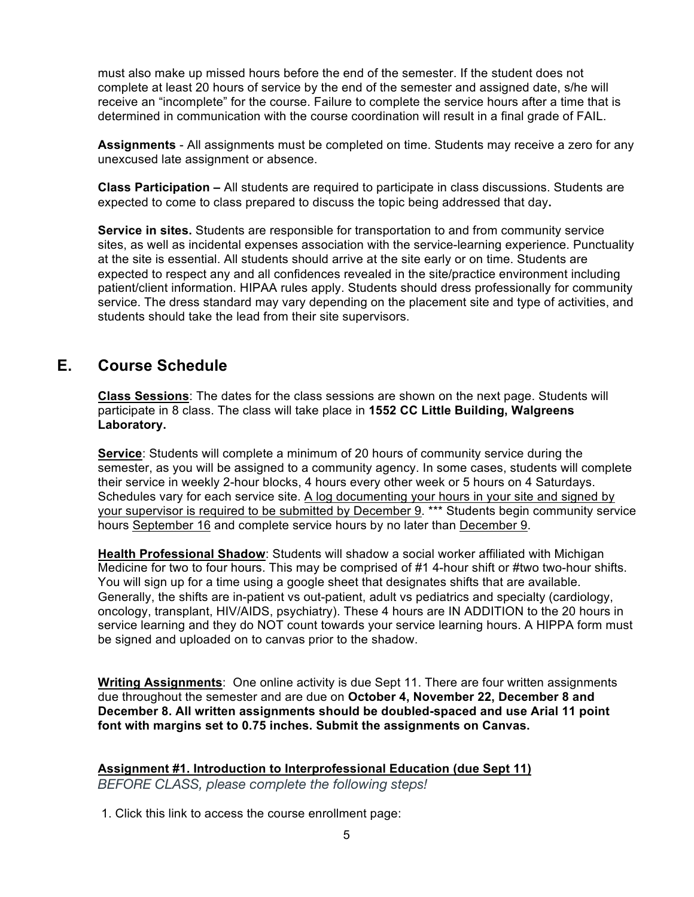must also make up missed hours before the end of the semester. If the student does not complete at least 20 hours of service by the end of the semester and assigned date, s/he will receive an "incomplete" for the course. Failure to complete the service hours after a time that is determined in communication with the course coordination will result in a final grade of FAIL.

**Assignments** - All assignments must be completed on time. Students may receive a zero for any unexcused late assignment or absence.

**Class Participation –** All students are required to participate in class discussions. Students are expected to come to class prepared to discuss the topic being addressed that day**.**

**Service in sites.** Students are responsible for transportation to and from community service sites, as well as incidental expenses association with the service-learning experience. Punctuality at the site is essential. All students should arrive at the site early or on time. Students are expected to respect any and all confidences revealed in the site/practice environment including patient/client information. HIPAA rules apply. Students should dress professionally for community service. The dress standard may vary depending on the placement site and type of activities, and students should take the lead from their site supervisors.

## E. Course Schedule

**Class Sessions**: The dates for the class sessions are shown on the next page. Students will participate in 8 class. The class will take place in **1552 CC Little Building, Walgreens Laboratory.**

**Service**: Students will complete a minimum of 20 hours of community service during the semester, as you will be assigned to a community agency. In some cases, students will complete their service in weekly 2-hour blocks, 4 hours every other week or 5 hours on 4 Saturdays. Schedules vary for each service site. A log documenting your hours in your site and signed by your supervisor is required to be submitted by December 9. *** Students begin community service hours September 16 and complete service hours by no later than December 9.

**Health Professional Shadow**: Students will shadow a social worker affiliated with Michigan Medicine for two to four hours. This may be comprised of #1 4-hour shift or #two two-hour shifts. You will sign up for a time using a google sheet that designates shifts that are available. Generally, the shifts are in-patient vs out-patient, adult vs pediatrics and specialty (cardiology, oncology, transplant, HIV/AIDS, psychiatry). These 4 hours are IN ADDITION to the 20 hours in service learning and they do NOT count towards your service learning hours. A HIPPA form must be signed and uploaded on to canvas prior to the shadow.

**Writing Assignments**: One online activity is due Sept 11. There are four written assignments due throughout the semester and are due on **October 4, November 22, December 8 and December 8. All written assignments should be doubled-spaced and use Arial 11 point font with margins set to 0.75 inches. Submit the assignments on Canvas.**

**Assignment #1. Introduction to Interprofessional Education (due Sept 11)**

*BEFORE CLASS, please complete the following steps!*

1. Click this link to access the course enrollment page: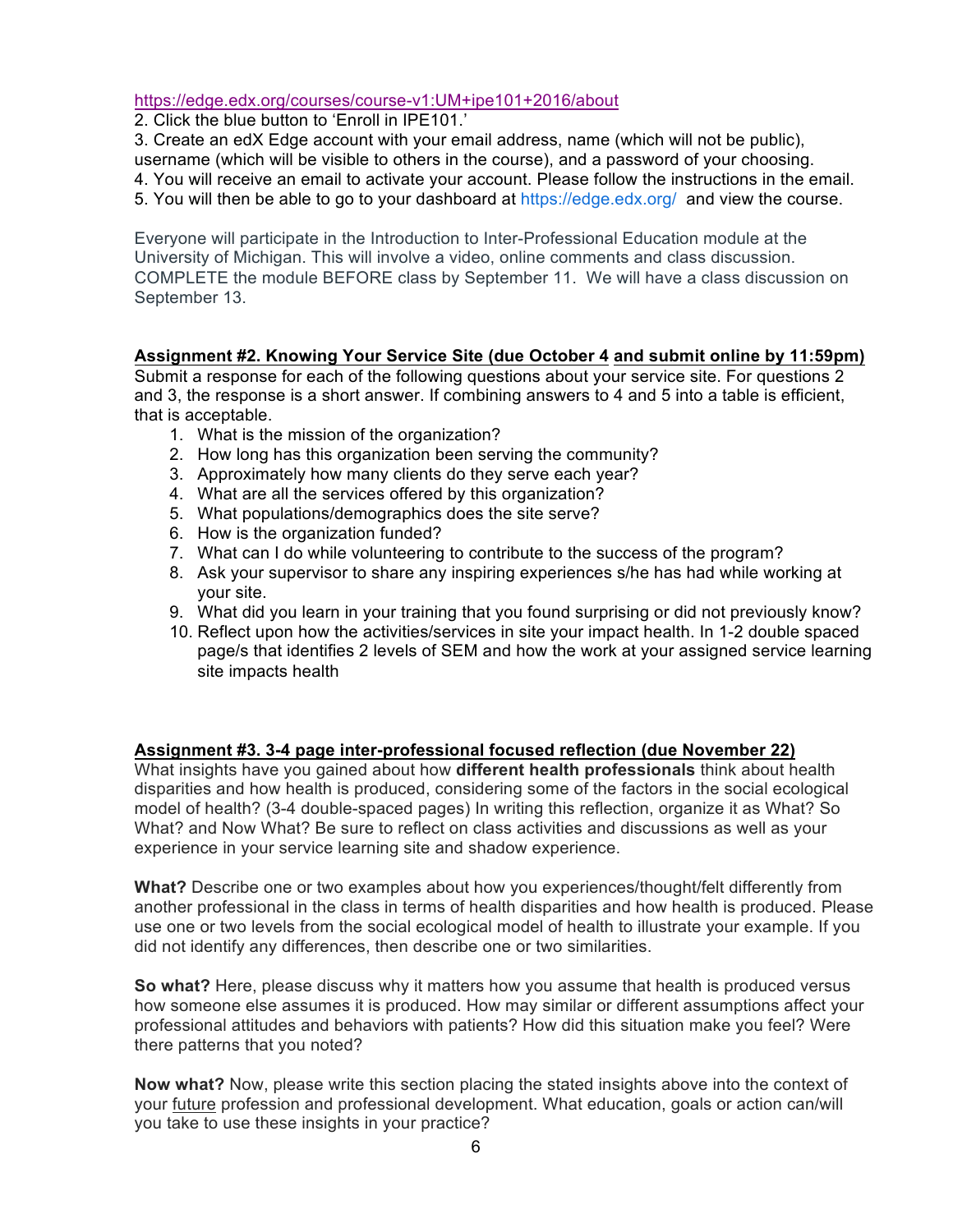https://edge.edx.org/courses/course-v1:UM+ipe101+2016/about

2. Click the blue button to 'Enroll in IPE101.'
3. Create an edX Edge account with your email address, name (which will not be public), username (which will be visible to others in the course), and a password of your choosing.
4. You will receive an email to activate your account. Please follow the instructions in the email.
5. You will then be able to go to your dashboard at https://edge.edx.org/ and view the course.

Everyone will participate in the Introduction to Inter-Professional Education module at the University of Michigan. This will involve a video, online comments and class discussion. COMPLETE the module BEFORE class by September 11. We will have a class discussion on September 13.

**Assignment #2. Knowing Your Service Site (due October 4 and submit online by 11:59pm)**

Submit a response for each of the following questions about your service site. For questions 2 and 3, the response is a short answer. If combining answers to 4 and 5 into a table is efficient, that is acceptable.

1. What is the mission of the organization?
2. How long has this organization been serving the community?
3. Approximately how many clients do they serve each year?
4. What are all the services offered by this organization?
5. What populations/demographics does the site serve?
6. How is the organization funded?
7. What can I do while volunteering to contribute to the success of the program?
8. Ask your supervisor to share any inspiring experiences s/he has had while working at your site.
9. What did you learn in your training that you found surprising or did not previously know?
10. Reflect upon how the activities/services in site your impact health. In 1-2 double spaced page/s that identifies 2 levels of SEM and how the work at your assigned service learning site impacts health

**Assignment #3. 3-4 page inter-professional focused reflection (due November 22)**

What insights have you gained about how **different health professionals** think about health disparities and how health is produced, considering some of the factors in the social ecological model of health? (3-4 double-spaced pages) In writing this reflection, organize it as What? So What? and Now What? Be sure to reflect on class activities and discussions as well as your experience in your service learning site and shadow experience.

**What?** Describe one or two examples about how you experiences/thought/felt differently from another professional in the class in terms of health disparities and how health is produced. Please use one or two levels from the social ecological model of health to illustrate your example. If you did not identify any differences, then describe one or two similarities.

**So what?** Here, please discuss why it matters how you assume that health is produced versus how someone else assumes it is produced. How may similar or different assumptions affect your professional attitudes and behaviors with patients? How did this situation make you feel? Were there patterns that you noted?

**Now what?** Now, please write this section placing the stated insights above into the context of your future profession and professional development. What education, goals or action can/will you take to use these insights in your practice?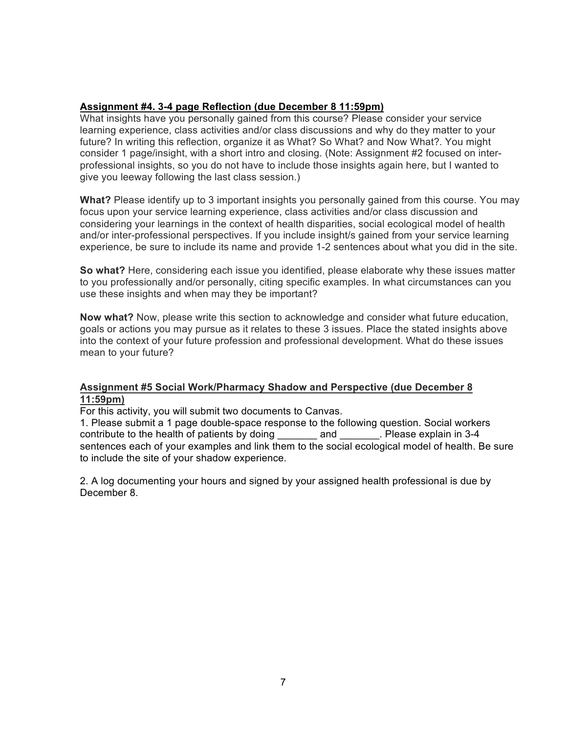**Assignment #4. 3-4 page Reflection (due December 8 11:59pm)**

What insights have you personally gained from this course? Please consider your service learning experience, class activities and/or class discussions and why do they matter to your future? In writing this reflection, organize it as What? So What? and Now What?. You might consider 1 page/insight, with a short intro and closing. (Note: Assignment #2 focused on inter-professional insights, so you do not have to include those insights again here, but I wanted to give you leeway following the last class session.)

**What?** Please identify up to 3 important insights you personally gained from this course. You may focus upon your service learning experience, class activities and/or class discussion and considering your learnings in the context of health disparities, social ecological model of health and/or inter-professional perspectives. If you include insight/s gained from your service learning experience, be sure to include its name and provide 1-2 sentences about what you did in the site.

**So what?** Here, considering each issue you identified, please elaborate why these issues matter to you professionally and/or personally, citing specific examples. In what circumstances can you use these insights and when may they be important?

**Now what?** Now, please write this section to acknowledge and consider what future education, goals or actions you may pursue as it relates to these 3 issues. Place the stated insights above into the context of your future profession and professional development. What do these issues mean to your future?

**Assignment #5 Social Work/Pharmacy Shadow and Perspective (due December 8 11:59pm)**

For this activity, you will submit two documents to Canvas.

1. Please submit a 1 page double-space response to the following question. Social workers contribute to the health of patients by doing _______ and _______. Please explain in 3-4 sentences each of your examples and link them to the social ecological model of health. Be sure to include the site of your shadow experience.

2. A log documenting your hours and signed by your assigned health professional is due by December 8.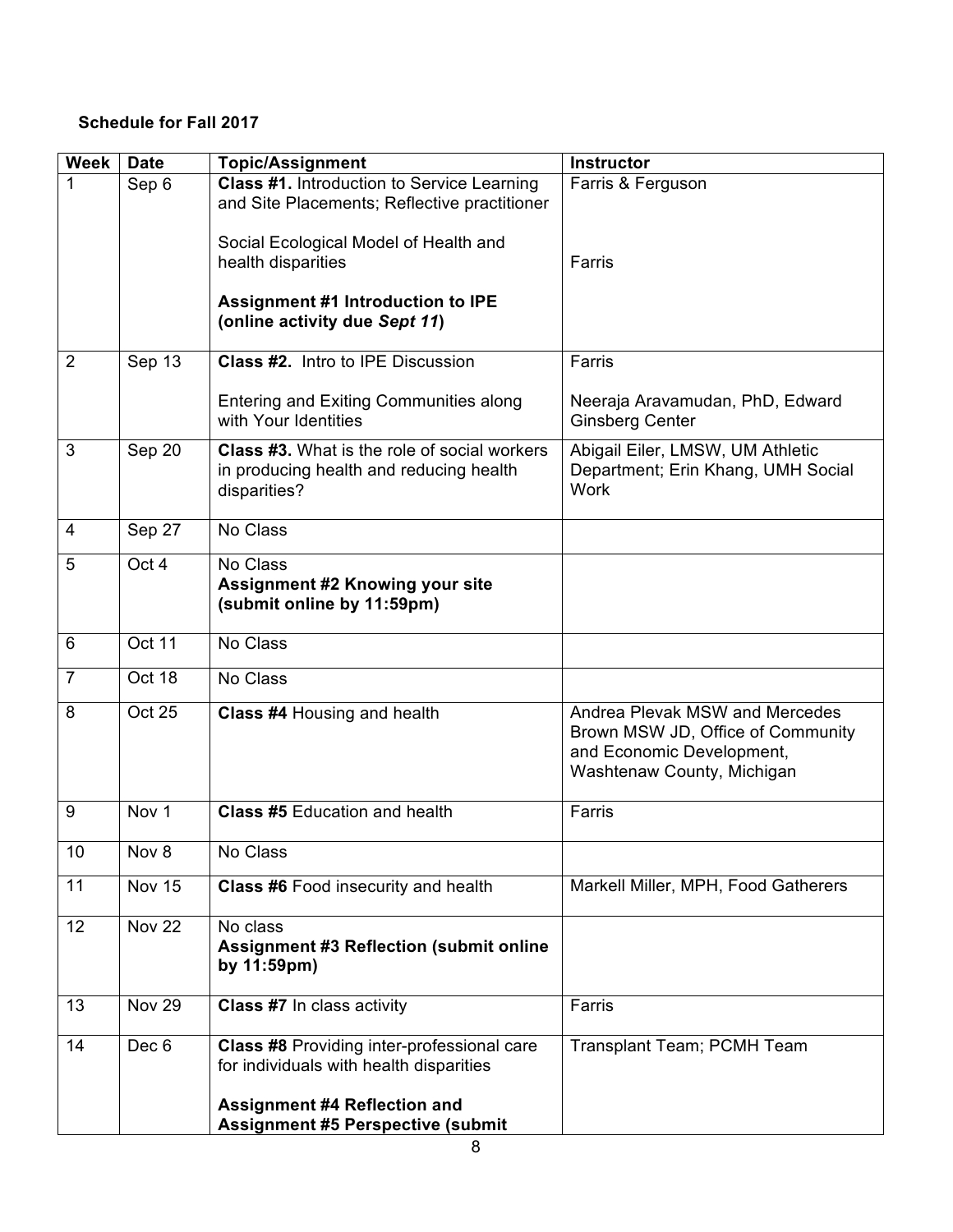**Schedule for Fall 2017**

| Week | Date | Topic/Assignment | Instructor |
|---|---|---|---|
| 1 | Sep 6 | **Class #1.** Introduction to Service Learning and Site Placements; Reflective practitioner<br><br>Social Ecological Model of Health and health disparities<br><br>**Assignment #1 Introduction to IPE (online activity due *Sept 11*)** | Farris & Ferguson<br><br>Farris |
| 2 | Sep 13 | **Class #2.** Intro to IPE Discussion<br><br>Entering and Exiting Communities along with Your Identities | Farris<br><br>Neeraja Aravamudan, PhD, Edward Ginsberg Center |
| 3 | Sep 20 | **Class #3.** What is the role of social workers in producing health and reducing health disparities? | Abigail Eiler, LMSW, UM Athletic Department; Erin Khang, UMH Social Work |
| 4 | Sep 27 | No Class | |
| 5 | Oct 4 | No Class<br>**Assignment #2 Knowing your site (submit online by 11:59pm)** | |
| 6 | Oct 11 | No Class | |
| 7 | Oct 18 | No Class | |
| 8 | Oct 25 | **Class #4** Housing and health | Andrea Plevak MSW and Mercedes Brown MSW JD, Office of Community and Economic Development, Washtenaw County, Michigan |
| 9 | Nov 1 | **Class #5** Education and health | Farris |
| 10 | Nov 8 | No Class | |
| 11 | Nov 15 | **Class #6** Food insecurity and health | Markell Miller, MPH, Food Gatherers |
| 12 | Nov 22 | No class<br>**Assignment #3 Reflection (submit online by 11:59pm)** | |
| 13 | Nov 29 | **Class #7** In class activity | Farris |
| 14 | Dec 6 | **Class #8** Providing inter-professional care for individuals with health disparities<br><br>**Assignment #4 Reflection and Assignment #5 Perspective (submit** | Transplant Team; PCMH Team |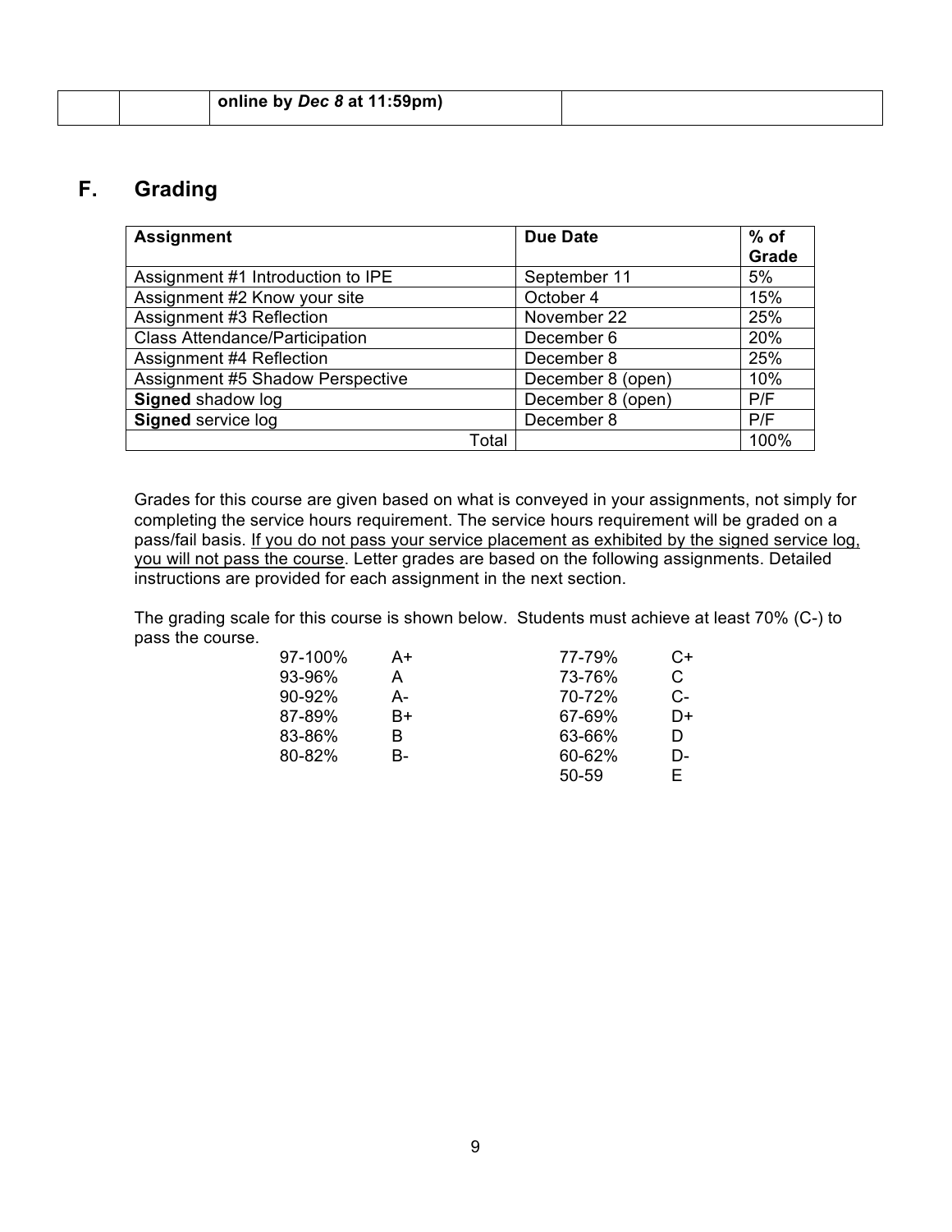| | | online by *Dec 8* at 11:59pm) | |
|---|---|---|---|

## F. Grading

| Assignment | Due Date | % of Grade |
|---|---|---|
| Assignment #1 Introduction to IPE | September 11 | 5% |
| Assignment #2 Know your site | October 4 | 15% |
| Assignment #3 Reflection | November 22 | 25% |
| Class Attendance/Participation | December 6 | 20% |
| Assignment #4 Reflection | December 8 | 25% |
| Assignment #5 Shadow Perspective | December 8 (open) | 10% |
| **Signed** shadow log | December 8 (open) | P/F |
| **Signed** service log | December 8 | P/F |
| Total | | 100% |

Grades for this course are given based on what is conveyed in your assignments, not simply for completing the service hours requirement. The service hours requirement will be graded on a pass/fail basis. <u>If you do not pass your service placement as exhibited by the signed service log, you will not pass the course</u>. Letter grades are based on the following assignments. Detailed instructions are provided for each assignment in the next section.

The grading scale for this course is shown below. Students must achieve at least 70% (C-) to pass the course.

| | | | |
|---|---|---|---|
| 97-100% | A+ | 77-79% | C+ |
| 93-96% | A | 73-76% | C |
| 90-92% | A- | 70-72% | C- |
| 87-89% | B+ | 67-69% | D+ |
| 83-86% | B | 63-66% | D |
| 80-82% | B- | 60-62% | D- |
| | | 50-59 | E |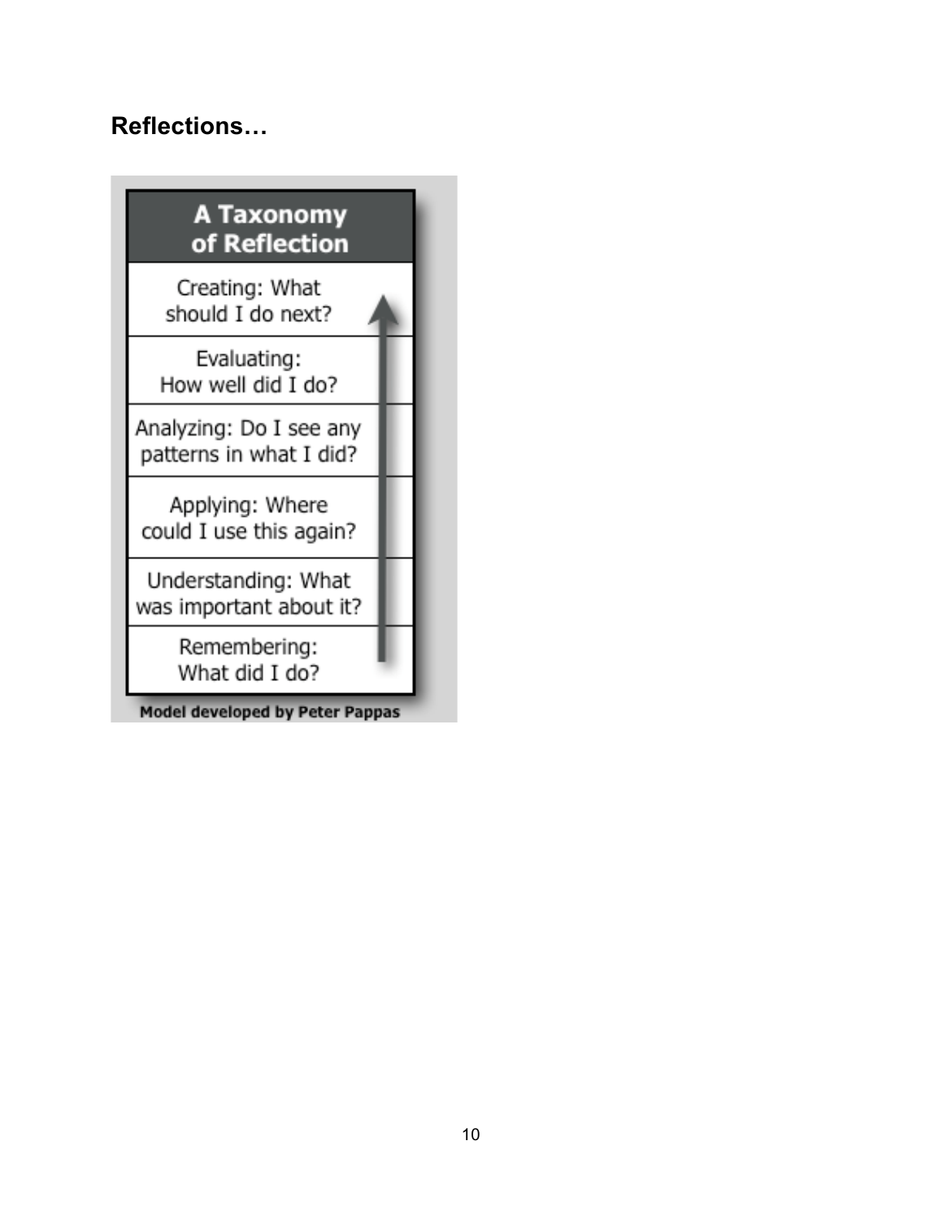## Reflections…

| A Taxonomy of Reflection |
| --- |
| Creating: What should I do next? |
| Evaluating: How well did I do? |
| Analyzing: Do I see any patterns in what I did? |
| Applying: Where could I use this again? |
| Understanding: What was important about it? |
| Remembering: What did I do? |

Model developed by Peter Pappas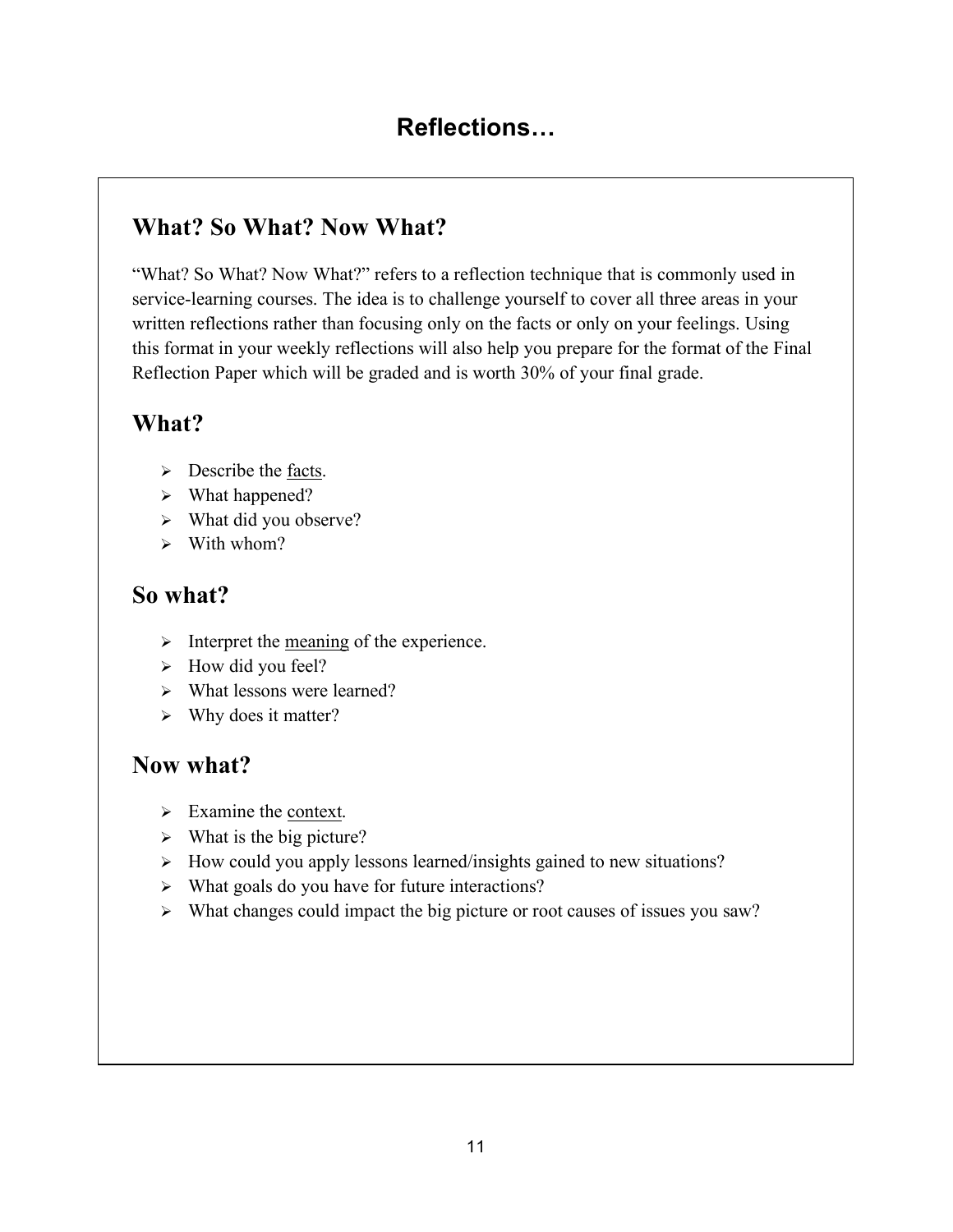# Reflections…

## What? So What? Now What?

"What? So What? Now What?" refers to a reflection technique that is commonly used in service-learning courses. The idea is to challenge yourself to cover all three areas in your written reflections rather than focusing only on the facts or only on your feelings. Using this format in your weekly reflections will also help you prepare for the format of the Final Reflection Paper which will be graded and is worth 30% of your final grade.

## What?

- Describe the facts.
- What happened?
- What did you observe?
- With whom?

## So what?

- Interpret the meaning of the experience.
- How did you feel?
- What lessons were learned?
- Why does it matter?

## Now what?

- Examine the context.
- What is the big picture?
- How could you apply lessons learned/insights gained to new situations?
- What goals do you have for future interactions?
- What changes could impact the big picture or root causes of issues you saw?